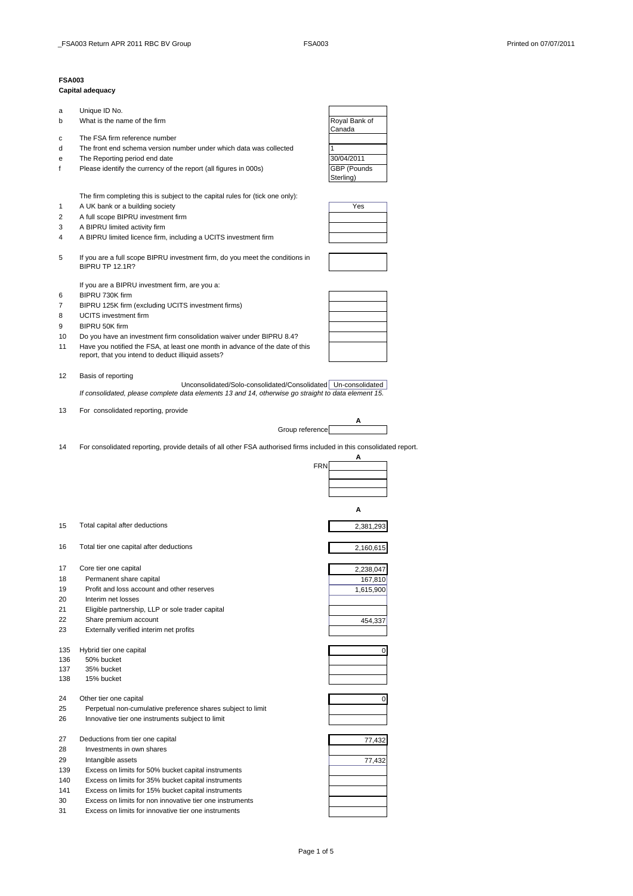**FSA003**

**Capital adequacy**

| | | |
|---|---|---|
| a | Unique ID No. | |
| b | What is the name of the firm | Royal Bank of Canada |
| c | The FSA firm reference number | |
| d | The front end schema version number under which data was collected | 1 |
| e | The Reporting period end date | 30/04/2011 |
| f | Please identify the currency of the report (all figures in 000s) | GBP (Pounds Sterling) |

The firm completing this is subject to the capital rules for (tick one only):

| | | |
|---|---|---|
| 1 | A UK bank or a building society | Yes |
| 2 | A full scope BIPRU investment firm | |
| 3 | A BIPRU limited activity firm | |
| 4 | A BIPRU limited licence firm, including a UCITS investment firm | |
| 5 | If you are a full scope BIPRU investment firm, do you meet the conditions in BIPRU TP 12.1R? | |

If you are a BIPRU investment firm, are you a:

| | | |
|---|---|---|
| 6 | BIPRU 730K firm | |
| 7 | BIPRU 125K firm (excluding UCITS investment firms) | |
| 8 | UCITS investment firm | |
| 9 | BIPRU 50K firm | |
| 10 | Do you have an investment firm consolidation waiver under BIPRU 8.4? | |
| 11 | Have you notified the FSA, at least one month in advance of the date of this report, that you intend to deduct illiquid assets? | |

12 Basis of reporting

Unconsolidated/Solo-consolidated/Consolidated: Un-consolidated

*If consolidated, please complete data elements 13 and 14, otherwise go straight to data element 15.*

13 For consolidated reporting, provide

| | A |
|---|---|
| Group reference | |

14 For consolidated reporting, provide details of all other FSA authorised firms included in this consolidated report.

| | A |
|---|---|
| FRN | |
| | |
| | |
| | |

| | | A |
|---|---|---|
| 15 | Total capital after deductions | 2,381,293 |
| 16 | Total tier one capital after deductions | 2,160,615 |
| 17 | Core tier one capital | 2,238,047 |
| 18 | Permanent share capital | 167,810 |
| 19 | Profit and loss account and other reserves | 1,615,900 |
| 20 | Interim net losses | |
| 21 | Eligible partnership, LLP or sole trader capital | |
| 22 | Share premium account | 454,337 |
| 23 | Externally verified interim net profits | |
| 135 | Hybrid tier one capital | 0 |
| 136 | 50% bucket | |
| 137 | 35% bucket | |
| 138 | 15% bucket | |
| 24 | Other tier one capital | 0 |
| 25 | Perpetual non-cumulative preference shares subject to limit | |
| 26 | Innovative tier one instruments subject to limit | |
| 27 | Deductions from tier one capital | 77,432 |
| 28 | Investments in own shares | |
| 29 | Intangible assets | 77,432 |
| 139 | Excess on limits for 50% bucket capital instruments | |
| 140 | Excess on limits for 35% bucket capital instruments | |
| 141 | Excess on limits for 15% bucket capital instruments | |
| 30 | Excess on limits for non innovative tier one instruments | |
| 31 | Excess on limits for innovative tier one instruments | |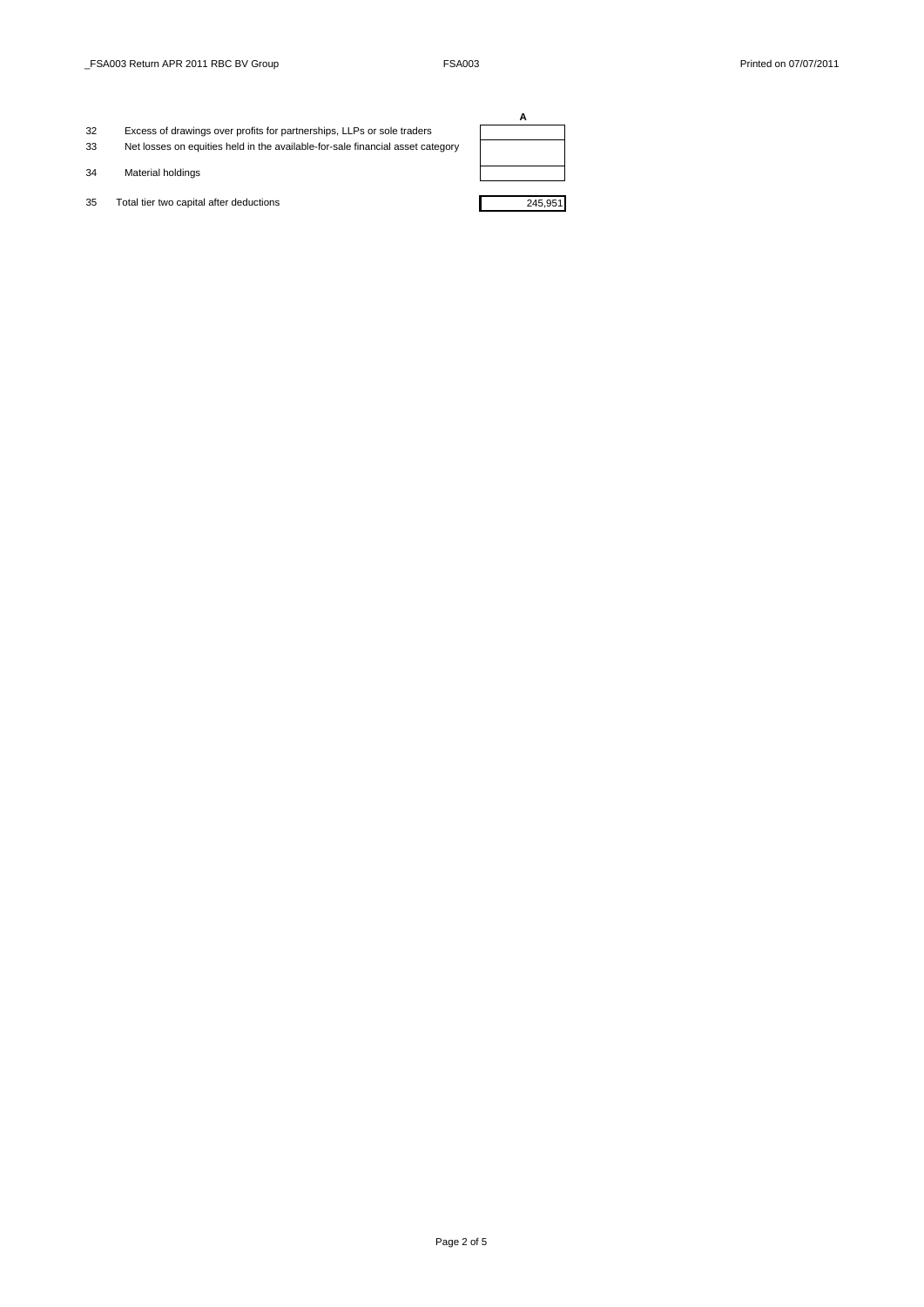| | | A |
|---|---|---|
| 32 | Excess of drawings over profits for partnerships, LLPs or sole traders | |
| 33 | Net losses on equities held in the available-for-sale financial asset category | |
| 34 | Material holdings | |
| 35 | Total tier two capital after deductions | 245,951 |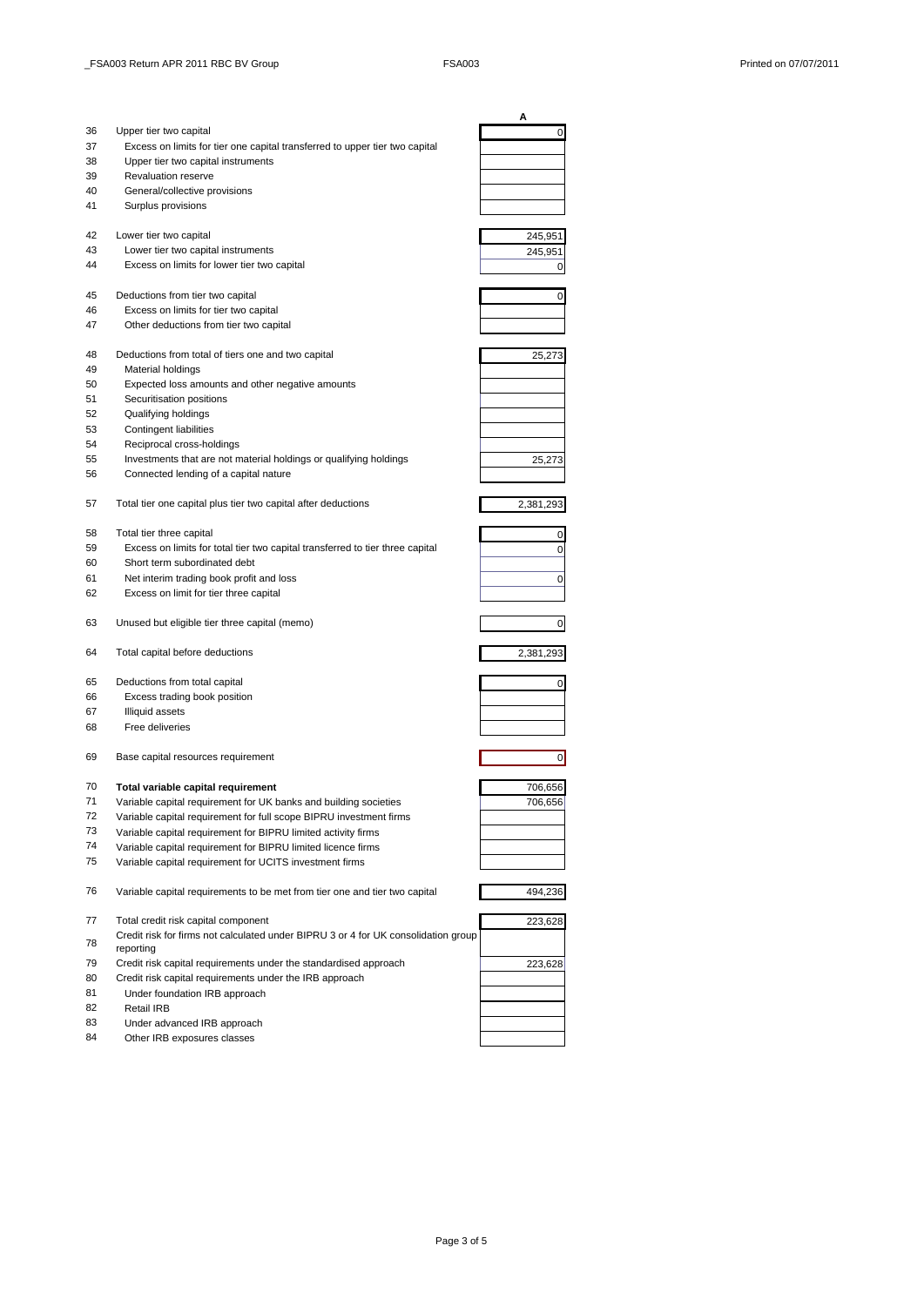| | | A |
|---|---|---|
| 36 | Upper tier two capital | 0 |
| 37 | Excess on limits for tier one capital transferred to upper tier two capital | |
| 38 | Upper tier two capital instruments | |
| 39 | Revaluation reserve | |
| 40 | General/collective provisions | |
| 41 | Surplus provisions | |
| 42 | Lower tier two capital | 245,951 |
| 43 | Lower tier two capital instruments | 245,951 |
| 44 | Excess on limits for lower tier two capital | 0 |
| 45 | Deductions from tier two capital | 0 |
| 46 | Excess on limits for tier two capital | |
| 47 | Other deductions from tier two capital | |
| 48 | Deductions from total of tiers one and two capital | 25,273 |
| 49 | Material holdings | |
| 50 | Expected loss amounts and other negative amounts | |
| 51 | Securitisation positions | |
| 52 | Qualifying holdings | |
| 53 | Contingent liabilities | |
| 54 | Reciprocal cross-holdings | |
| 55 | Investments that are not material holdings or qualifying holdings | 25,273 |
| 56 | Connected lending of a capital nature | |
| 57 | Total tier one capital plus tier two capital after deductions | 2,381,293 |
| 58 | Total tier three capital | 0 |
| 59 | Excess on limits for total tier two capital transferred to tier three capital | 0 |
| 60 | Short term subordinated debt | |
| 61 | Net interim trading book profit and loss | 0 |
| 62 | Excess on limit for tier three capital | |
| 63 | Unused but eligible tier three capital (memo) | 0 |
| 64 | Total capital before deductions | 2,381,293 |
| 65 | Deductions from total capital | 0 |
| 66 | Excess trading book position | |
| 67 | Illiquid assets | |
| 68 | Free deliveries | |
| 69 | Base capital resources requirement | 0 |
| 70 | **Total variable capital requirement** | 706,656 |
| 71 | Variable capital requirement for UK banks and building societies | 706,656 |
| 72 | Variable capital requirement for full scope BIPRU investment firms | |
| 73 | Variable capital requirement for BIPRU limited activity firms | |
| 74 | Variable capital requirement for BIPRU limited licence firms | |
| 75 | Variable capital requirement for UCITS investment firms | |
| 76 | Variable capital requirements to be met from tier one and tier two capital | 494,236 |
| 77 | Total credit risk capital component | 223,628 |
| 78 | Credit risk for firms not calculated under BIPRU 3 or 4 for UK consolidation group reporting | |
| 79 | Credit risk capital requirements under the standardised approach | 223,628 |
| 80 | Credit risk capital requirements under the IRB approach | |
| 81 | Under foundation IRB approach | |
| 82 | Retail IRB | |
| 83 | Under advanced IRB approach | |
| 84 | Other IRB exposures classes | |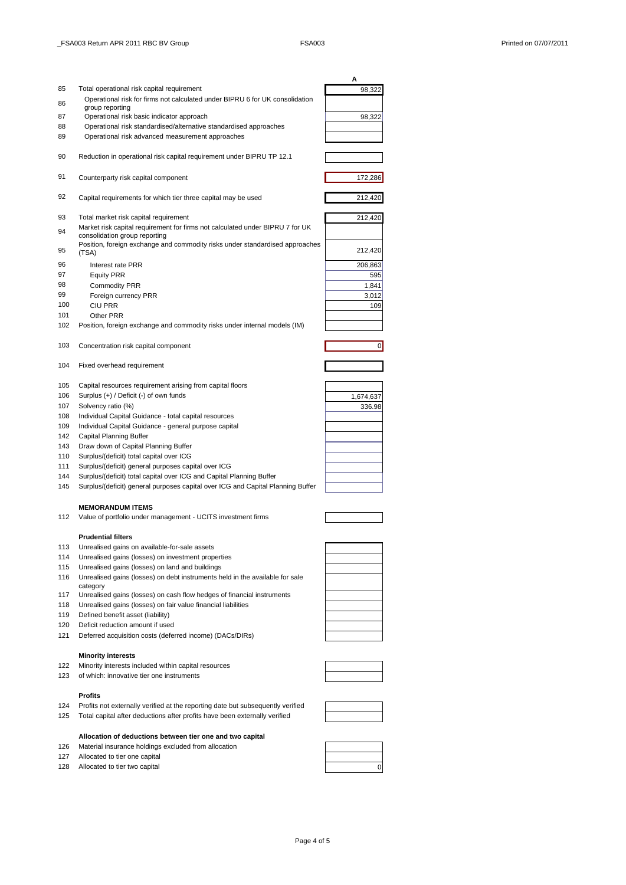| | | A |
|---|---|---|
| 85 | Total operational risk capital requirement | 98,322 |
| 86 | Operational risk for firms not calculated under BIPRU 6 for UK consolidation group reporting | |
| 87 | Operational risk basic indicator approach | 98,322 |
| 88 | Operational risk standardised/alternative standardised approaches | |
| 89 | Operational risk advanced measurement approaches | |
| 90 | Reduction in operational risk capital requirement under BIPRU TP 12.1 | |
| 91 | Counterparty risk capital component | 172,286 |
| 92 | Capital requirements for which tier three capital may be used | 212,420 |
| 93 | Total market risk capital requirement | 212,420 |
| 94 | Market risk capital requirement for firms not calculated under BIPRU 7 for UK consolidation group reporting | |
| 95 | Position, foreign exchange and commodity risks under standardised approaches (TSA) | 212,420 |
| 96 | Interest rate PRR | 206,863 |
| 97 | Equity PRR | 595 |
| 98 | Commodity PRR | 1,841 |
| 99 | Foreign currency PRR | 3,012 |
| 100 | CIU PRR | 109 |
| 101 | Other PRR | |
| 102 | Position, foreign exchange and commodity risks under internal models (IM) | |
| 103 | Concentration risk capital component | 0 |
| 104 | Fixed overhead requirement | |
| 105 | Capital resources requirement arising from capital floors | |
| 106 | Surplus (+) / Deficit (-) of own funds | 1,674,637 |
| 107 | Solvency ratio (%) | 336.98 |
| 108 | Individual Capital Guidance - total capital resources | |
| 109 | Individual Capital Guidance - general purpose capital | |
| 142 | Capital Planning Buffer | |
| 143 | Draw down of Capital Planning Buffer | |
| 110 | Surplus/(deficit) total capital over ICG | |
| 111 | Surplus/(deficit) general purposes capital over ICG | |
| 144 | Surplus/(deficit) total capital over ICG and Capital Planning Buffer | |
| 145 | Surplus/(deficit) general purposes capital over ICG and Capital Planning Buffer | |
| | **MEMORANDUM ITEMS** | |
| 112 | Value of portfolio under management - UCITS investment firms | |
| | **Prudential filters** | |
| 113 | Unrealised gains on available-for-sale assets | |
| 114 | Unrealised gains (losses) on investment properties | |
| 115 | Unrealised gains (losses) on land and buildings | |
| 116 | Unrealised gains (losses) on debt instruments held in the available for sale category | |
| 117 | Unrealised gains (losses) on cash flow hedges of financial instruments | |
| 118 | Unrealised gains (losses) on fair value financial liabilities | |
| 119 | Defined benefit asset (liability) | |
| 120 | Deficit reduction amount if used | |
| 121 | Deferred acquisition costs (deferred income) (DACs/DIRs) | |
| | **Minority interests** | |
| 122 | Minority interests included within capital resources | |
| 123 | of which: innovative tier one instruments | |
| | **Profits** | |
| 124 | Profits not externally verified at the reporting date but subsequently verified | |
| 125 | Total capital after deductions after profits have been externally verified | |
| | **Allocation of deductions between tier one and two capital** | |
| 126 | Material insurance holdings excluded from allocation | |
| 127 | Allocated to tier one capital | |
| 128 | Allocated to tier two capital | 0 |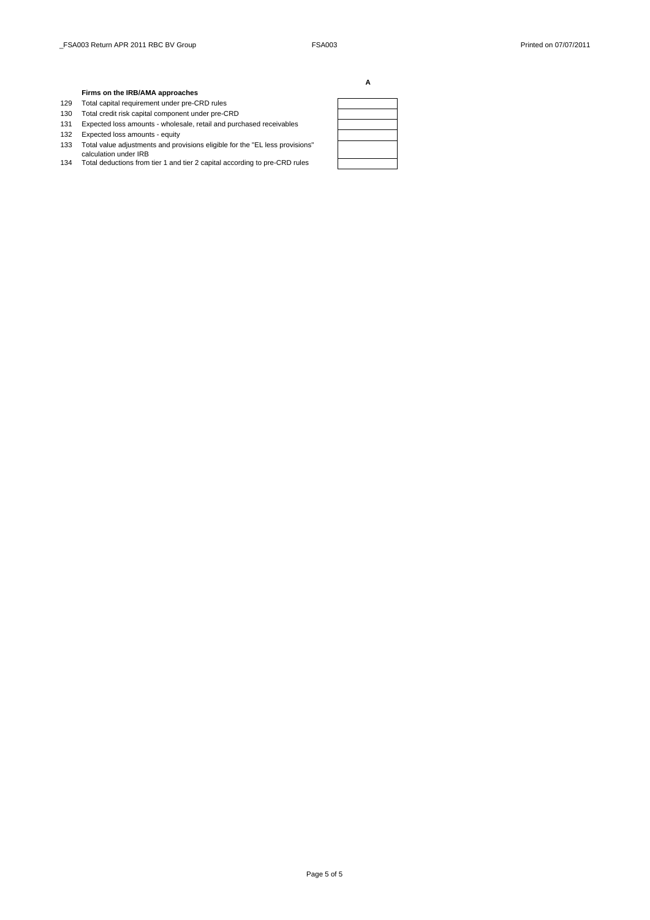| | | A |
|---|---|---|
| | **Firms on the IRB/AMA approaches** | |
| 129 | Total capital requirement under pre-CRD rules | |
| 130 | Total credit risk capital component under pre-CRD | |
| 131 | Expected loss amounts - wholesale, retail and purchased receivables | |
| 132 | Expected loss amounts - equity | |
| 133 | Total value adjustments and provisions eligible for the "EL less provisions" calculation under IRB | |
| 134 | Total deductions from tier 1 and tier 2 capital according to pre-CRD rules | |